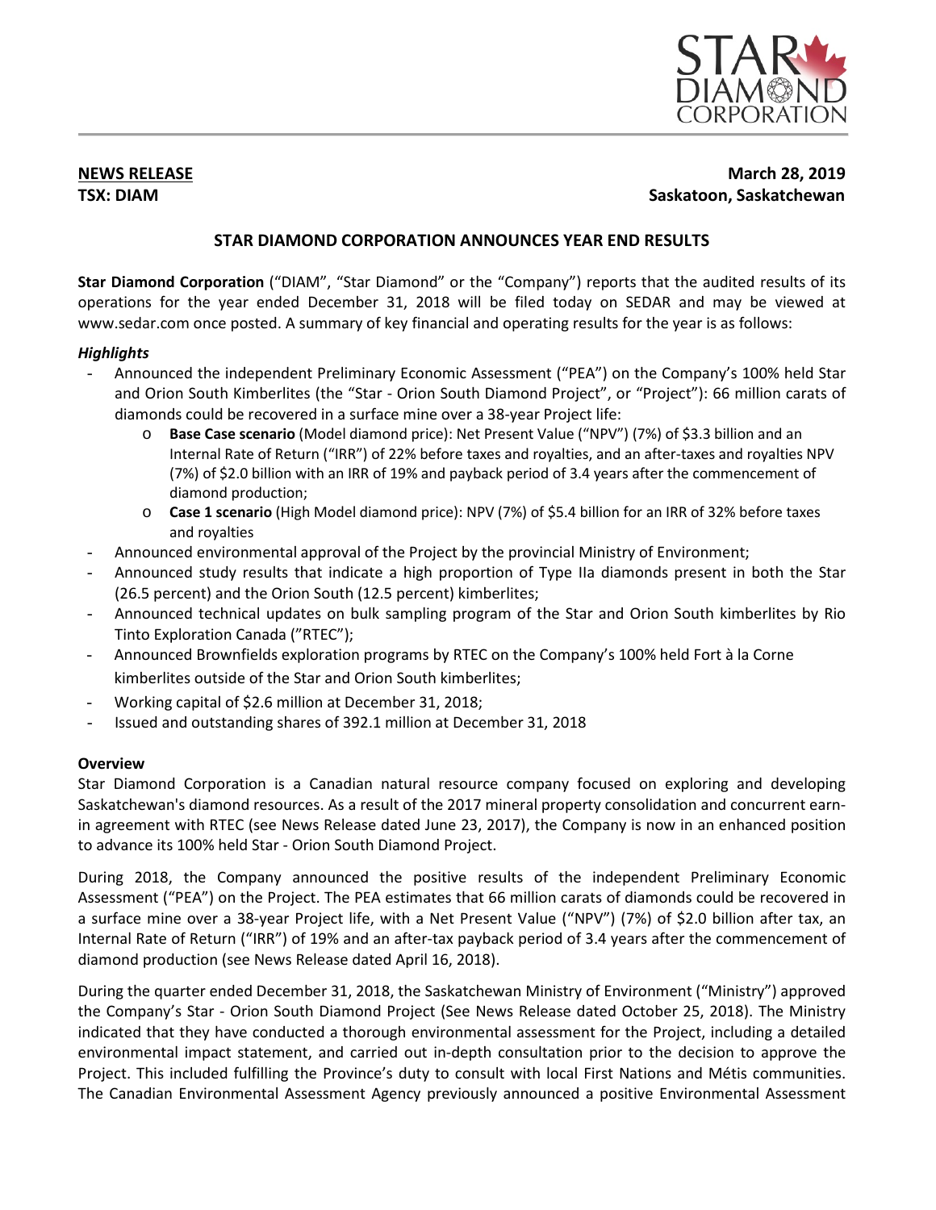**NEWS RELEASE**
**TSX: DIAM**

**March 28, 2019**
**Saskatoon, Saskatchewan**

## STAR DIAMOND CORPORATION ANNOUNCES YEAR END RESULTS

**Star Diamond Corporation** ("DIAM", "Star Diamond" or the "Company") reports that the audited results of its operations for the year ended December 31, 2018 will be filed today on SEDAR and may be viewed at www.sedar.com once posted. A summary of key financial and operating results for the year is as follows:

### *Highlights*

- Announced the independent Preliminary Economic Assessment ("PEA") on the Company's 100% held Star and Orion South Kimberlites (the "Star - Orion South Diamond Project", or "Project"): 66 million carats of diamonds could be recovered in a surface mine over a 38-year Project life:
  - **Base Case scenario** (Model diamond price): Net Present Value ("NPV") (7%) of $3.3 billion and an Internal Rate of Return ("IRR") of 22% before taxes and royalties, and an after-taxes and royalties NPV (7%) of $2.0 billion with an IRR of 19% and payback period of 3.4 years after the commencement of diamond production;
  - **Case 1 scenario** (High Model diamond price): NPV (7%) of $5.4 billion for an IRR of 32% before taxes and royalties
- Announced environmental approval of the Project by the provincial Ministry of Environment;
- Announced study results that indicate a high proportion of Type IIa diamonds present in both the Star (26.5 percent) and the Orion South (12.5 percent) kimberlites;
- Announced technical updates on bulk sampling program of the Star and Orion South kimberlites by Rio Tinto Exploration Canada ("RTEC");
- Announced Brownfields exploration programs by RTEC on the Company's 100% held Fort à la Corne kimberlites outside of the Star and Orion South kimberlites;
- Working capital of $2.6 million at December 31, 2018;
- Issued and outstanding shares of 392.1 million at December 31, 2018

### Overview

Star Diamond Corporation is a Canadian natural resource company focused on exploring and developing Saskatchewan's diamond resources. As a result of the 2017 mineral property consolidation and concurrent earn-in agreement with RTEC (see News Release dated June 23, 2017), the Company is now in an enhanced position to advance its 100% held Star - Orion South Diamond Project.

During 2018, the Company announced the positive results of the independent Preliminary Economic Assessment ("PEA") on the Project. The PEA estimates that 66 million carats of diamonds could be recovered in a surface mine over a 38-year Project life, with a Net Present Value ("NPV") (7%) of $2.0 billion after tax, an Internal Rate of Return ("IRR") of 19% and an after-tax payback period of 3.4 years after the commencement of diamond production (see News Release dated April 16, 2018).

During the quarter ended December 31, 2018, the Saskatchewan Ministry of Environment ("Ministry") approved the Company's Star - Orion South Diamond Project (See News Release dated October 25, 2018). The Ministry indicated that they have conducted a thorough environmental assessment for the Project, including a detailed environmental impact statement, and carried out in-depth consultation prior to the decision to approve the Project. This included fulfilling the Province's duty to consult with local First Nations and Métis communities. The Canadian Environmental Assessment Agency previously announced a positive Environmental Assessment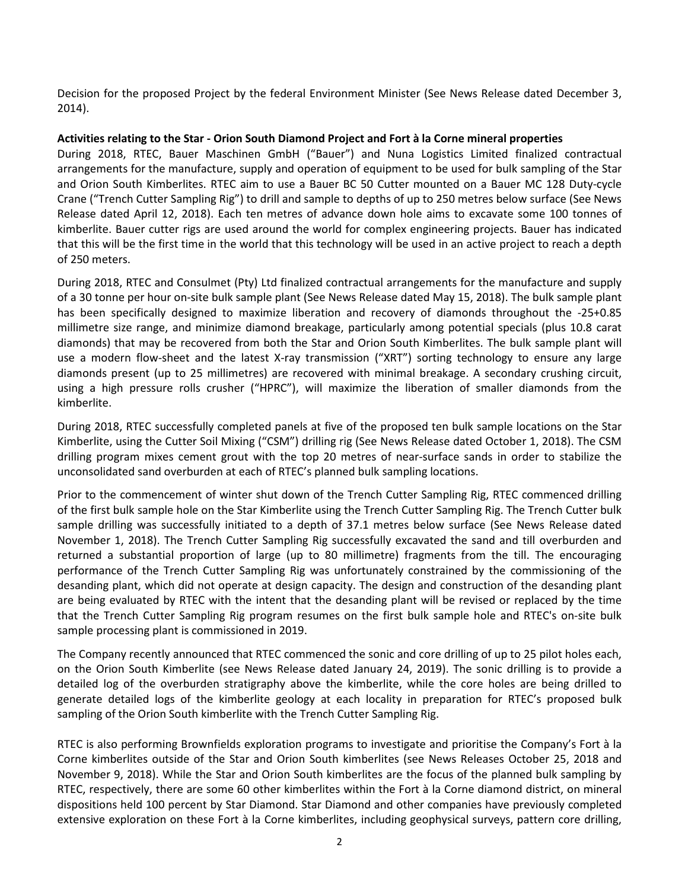Decision for the proposed Project by the federal Environment Minister (See News Release dated December 3, 2014).

**Activities relating to the Star - Orion South Diamond Project and Fort à la Corne mineral properties**

During 2018, RTEC, Bauer Maschinen GmbH ("Bauer") and Nuna Logistics Limited finalized contractual arrangements for the manufacture, supply and operation of equipment to be used for bulk sampling of the Star and Orion South Kimberlites. RTEC aim to use a Bauer BC 50 Cutter mounted on a Bauer MC 128 Duty-cycle Crane ("Trench Cutter Sampling Rig") to drill and sample to depths of up to 250 metres below surface (See News Release dated April 12, 2018). Each ten metres of advance down hole aims to excavate some 100 tonnes of kimberlite. Bauer cutter rigs are used around the world for complex engineering projects. Bauer has indicated that this will be the first time in the world that this technology will be used in an active project to reach a depth of 250 meters.

During 2018, RTEC and Consulmet (Pty) Ltd finalized contractual arrangements for the manufacture and supply of a 30 tonne per hour on-site bulk sample plant (See News Release dated May 15, 2018). The bulk sample plant has been specifically designed to maximize liberation and recovery of diamonds throughout the -25+0.85 millimetre size range, and minimize diamond breakage, particularly among potential specials (plus 10.8 carat diamonds) that may be recovered from both the Star and Orion South Kimberlites. The bulk sample plant will use a modern flow-sheet and the latest X-ray transmission ("XRT") sorting technology to ensure any large diamonds present (up to 25 millimetres) are recovered with minimal breakage. A secondary crushing circuit, using a high pressure rolls crusher ("HPRC"), will maximize the liberation of smaller diamonds from the kimberlite.

During 2018, RTEC successfully completed panels at five of the proposed ten bulk sample locations on the Star Kimberlite, using the Cutter Soil Mixing ("CSM") drilling rig (See News Release dated October 1, 2018). The CSM drilling program mixes cement grout with the top 20 metres of near-surface sands in order to stabilize the unconsolidated sand overburden at each of RTEC's planned bulk sampling locations.

Prior to the commencement of winter shut down of the Trench Cutter Sampling Rig, RTEC commenced drilling of the first bulk sample hole on the Star Kimberlite using the Trench Cutter Sampling Rig. The Trench Cutter bulk sample drilling was successfully initiated to a depth of 37.1 metres below surface (See News Release dated November 1, 2018). The Trench Cutter Sampling Rig successfully excavated the sand and till overburden and returned a substantial proportion of large (up to 80 millimetre) fragments from the till. The encouraging performance of the Trench Cutter Sampling Rig was unfortunately constrained by the commissioning of the desanding plant, which did not operate at design capacity. The design and construction of the desanding plant are being evaluated by RTEC with the intent that the desanding plant will be revised or replaced by the time that the Trench Cutter Sampling Rig program resumes on the first bulk sample hole and RTEC's on-site bulk sample processing plant is commissioned in 2019.

The Company recently announced that RTEC commenced the sonic and core drilling of up to 25 pilot holes each, on the Orion South Kimberlite (see News Release dated January 24, 2019). The sonic drilling is to provide a detailed log of the overburden stratigraphy above the kimberlite, while the core holes are being drilled to generate detailed logs of the kimberlite geology at each locality in preparation for RTEC's proposed bulk sampling of the Orion South kimberlite with the Trench Cutter Sampling Rig.

RTEC is also performing Brownfields exploration programs to investigate and prioritise the Company's Fort à la Corne kimberlites outside of the Star and Orion South kimberlites (see News Releases October 25, 2018 and November 9, 2018). While the Star and Orion South kimberlites are the focus of the planned bulk sampling by RTEC, respectively, there are some 60 other kimberlites within the Fort à la Corne diamond district, on mineral dispositions held 100 percent by Star Diamond. Star Diamond and other companies have previously completed extensive exploration on these Fort à la Corne kimberlites, including geophysical surveys, pattern core drilling,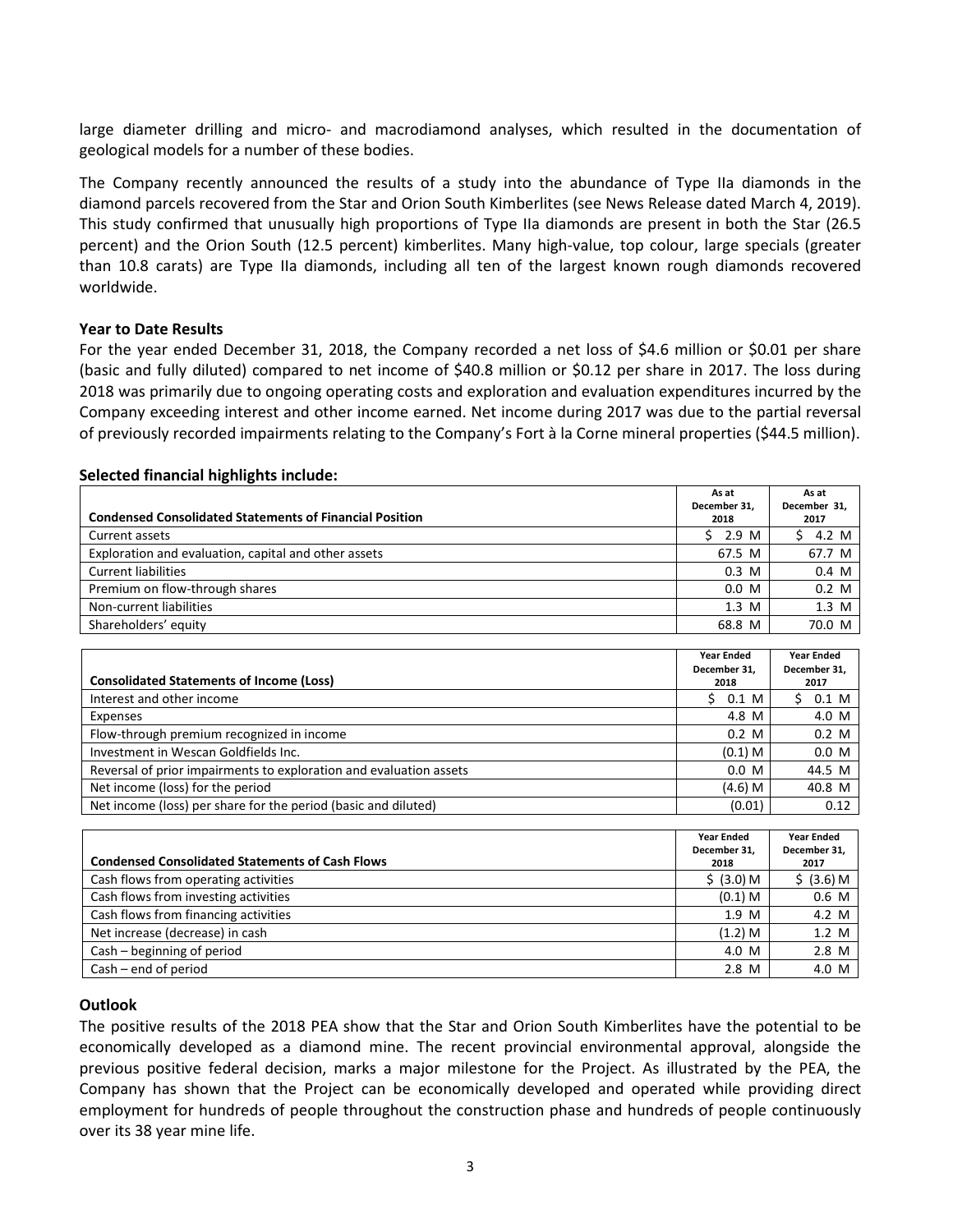large diameter drilling and micro- and macrodiamond analyses, which resulted in the documentation of geological models for a number of these bodies.

The Company recently announced the results of a study into the abundance of Type IIa diamonds in the diamond parcels recovered from the Star and Orion South Kimberlites (see News Release dated March 4, 2019). This study confirmed that unusually high proportions of Type IIa diamonds are present in both the Star (26.5 percent) and the Orion South (12.5 percent) kimberlites. Many high-value, top colour, large specials (greater than 10.8 carats) are Type IIa diamonds, including all ten of the largest known rough diamonds recovered worldwide.

**Year to Date Results**

For the year ended December 31, 2018, the Company recorded a net loss of $4.6 million or $0.01 per share (basic and fully diluted) compared to net income of $40.8 million or $0.12 per share in 2017. The loss during 2018 was primarily due to ongoing operating costs and exploration and evaluation expenditures incurred by the Company exceeding interest and other income earned. Net income during 2017 was due to the partial reversal of previously recorded impairments relating to the Company's Fort à la Corne mineral properties ($44.5 million).

**Selected financial highlights include:**

| Condensed Consolidated Statements of Financial Position | As at December 31, 2018 | As at December 31, 2017 |
|---|---|---|
| Current assets | $ 2.9 M | $ 4.2 M |
| Exploration and evaluation, capital and other assets | 67.5 M | 67.7 M |
| Current liabilities | 0.3 M | 0.4 M |
| Premium on flow-through shares | 0.0 M | 0.2 M |
| Non-current liabilities | 1.3 M | 1.3 M |
| Shareholders' equity | 68.8 M | 70.0 M |

| Consolidated Statements of Income (Loss) | Year Ended December 31, 2018 | Year Ended December 31, 2017 |
|---|---|---|
| Interest and other income | $ 0.1 M | $ 0.1 M |
| Expenses | 4.8 M | 4.0 M |
| Flow-through premium recognized in income | 0.2 M | 0.2 M |
| Investment in Wescan Goldfields Inc. | (0.1) M | 0.0 M |
| Reversal of prior impairments to exploration and evaluation assets | 0.0 M | 44.5 M |
| Net income (loss) for the period | (4.6) M | 40.8 M |
| Net income (loss) per share for the period (basic and diluted) | (0.01) | 0.12 |

| Condensed Consolidated Statements of Cash Flows | Year Ended December 31, 2018 | Year Ended December 31, 2017 |
|---|---|---|
| Cash flows from operating activities | $ (3.0) M | $ (3.6) M |
| Cash flows from investing activities | (0.1) M | 0.6 M |
| Cash flows from financing activities | 1.9 M | 4.2 M |
| Net increase (decrease) in cash | (1.2) M | 1.2 M |
| Cash – beginning of period | 4.0 M | 2.8 M |
| Cash – end of period | 2.8 M | 4.0 M |

**Outlook**

The positive results of the 2018 PEA show that the Star and Orion South Kimberlites have the potential to be economically developed as a diamond mine. The recent provincial environmental approval, alongside the previous positive federal decision, marks a major milestone for the Project. As illustrated by the PEA, the Company has shown that the Project can be economically developed and operated while providing direct employment for hundreds of people throughout the construction phase and hundreds of people continuously over its 38 year mine life.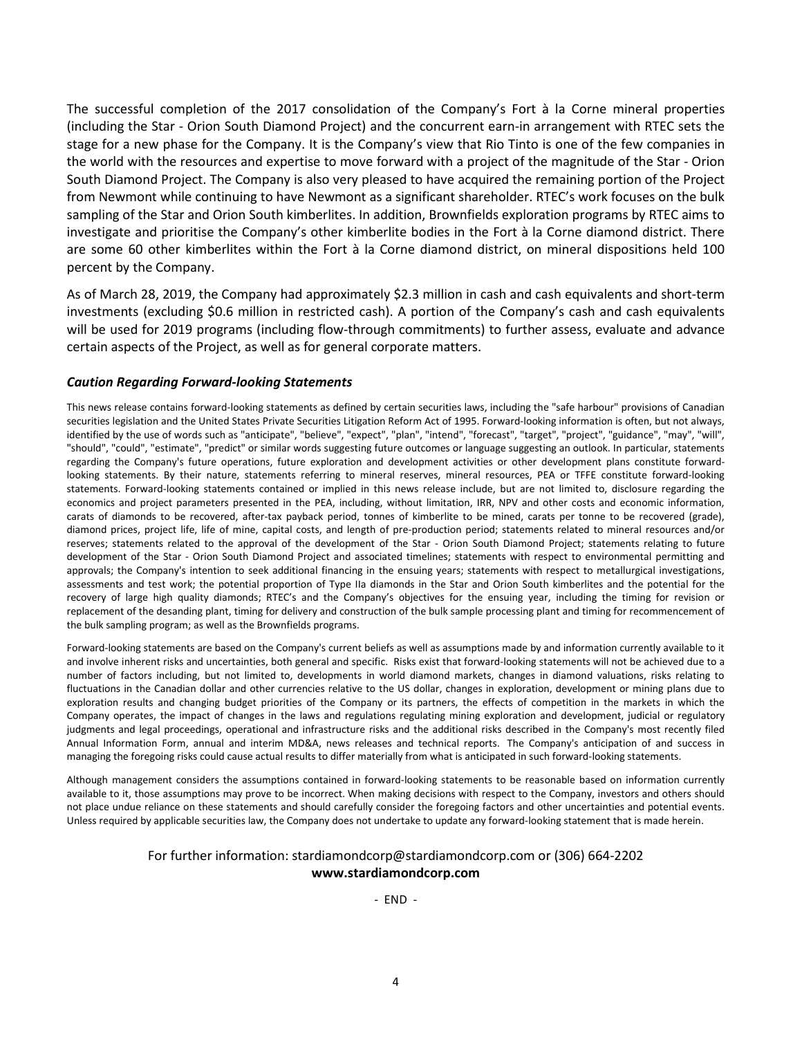The successful completion of the 2017 consolidation of the Company's Fort à la Corne mineral properties (including the Star - Orion South Diamond Project) and the concurrent earn-in arrangement with RTEC sets the stage for a new phase for the Company. It is the Company's view that Rio Tinto is one of the few companies in the world with the resources and expertise to move forward with a project of the magnitude of the Star - Orion South Diamond Project. The Company is also very pleased to have acquired the remaining portion of the Project from Newmont while continuing to have Newmont as a significant shareholder. RTEC's work focuses on the bulk sampling of the Star and Orion South kimberlites. In addition, Brownfields exploration programs by RTEC aims to investigate and prioritise the Company's other kimberlite bodies in the Fort à la Corne diamond district. There are some 60 other kimberlites within the Fort à la Corne diamond district, on mineral dispositions held 100 percent by the Company.

As of March 28, 2019, the Company had approximately $2.3 million in cash and cash equivalents and short-term investments (excluding $0.6 million in restricted cash). A portion of the Company's cash and cash equivalents will be used for 2019 programs (including flow-through commitments) to further assess, evaluate and advance certain aspects of the Project, as well as for general corporate matters.

### *Caution Regarding Forward-looking Statements*

This news release contains forward-looking statements as defined by certain securities laws, including the "safe harbour" provisions of Canadian securities legislation and the United States Private Securities Litigation Reform Act of 1995. Forward-looking information is often, but not always, identified by the use of words such as "anticipate", "believe", "expect", "plan", "intend", "forecast", "target", "project", "guidance", "may", "will", "should", "could", "estimate", "predict" or similar words suggesting future outcomes or language suggesting an outlook. In particular, statements regarding the Company's future operations, future exploration and development activities or other development plans constitute forward-looking statements. By their nature, statements referring to mineral reserves, mineral resources, PEA or TFFE constitute forward-looking statements. Forward-looking statements contained or implied in this news release include, but are not limited to, disclosure regarding the economics and project parameters presented in the PEA, including, without limitation, IRR, NPV and other costs and economic information, carats of diamonds to be recovered, after-tax payback period, tonnes of kimberlite to be mined, carats per tonne to be recovered (grade), diamond prices, project life, life of mine, capital costs, and length of pre-production period; statements related to mineral resources and/or reserves; statements related to the approval of the development of the Star - Orion South Diamond Project; statements relating to future development of the Star - Orion South Diamond Project and associated timelines; statements with respect to environmental permitting and approvals; the Company's intention to seek additional financing in the ensuing years; statements with respect to metallurgical investigations, assessments and test work; the potential proportion of Type IIa diamonds in the Star and Orion South kimberlites and the potential for the recovery of large high quality diamonds; RTEC's and the Company's objectives for the ensuing year, including the timing for revision or replacement of the desanding plant, timing for delivery and construction of the bulk sample processing plant and timing for recommencement of the bulk sampling program; as well as the Brownfields programs.

Forward-looking statements are based on the Company's current beliefs as well as assumptions made by and information currently available to it and involve inherent risks and uncertainties, both general and specific. Risks exist that forward-looking statements will not be achieved due to a number of factors including, but not limited to, developments in world diamond markets, changes in diamond valuations, risks relating to fluctuations in the Canadian dollar and other currencies relative to the US dollar, changes in exploration, development or mining plans due to exploration results and changing budget priorities of the Company or its partners, the effects of competition in the markets in which the Company operates, the impact of changes in the laws and regulations regulating mining exploration and development, judicial or regulatory judgments and legal proceedings, operational and infrastructure risks and the additional risks described in the Company's most recently filed Annual Information Form, annual and interim MD&A, news releases and technical reports. The Company's anticipation of and success in managing the foregoing risks could cause actual results to differ materially from what is anticipated in such forward-looking statements.

Although management considers the assumptions contained in forward-looking statements to be reasonable based on information currently available to it, those assumptions may prove to be incorrect. When making decisions with respect to the Company, investors and others should not place undue reliance on these statements and should carefully consider the foregoing factors and other uncertainties and potential events. Unless required by applicable securities law, the Company does not undertake to update any forward-looking statement that is made herein.

For further information: stardiamondcorp@stardiamondcorp.com or (306) 664-2202
**www.stardiamondcorp.com**

- END -